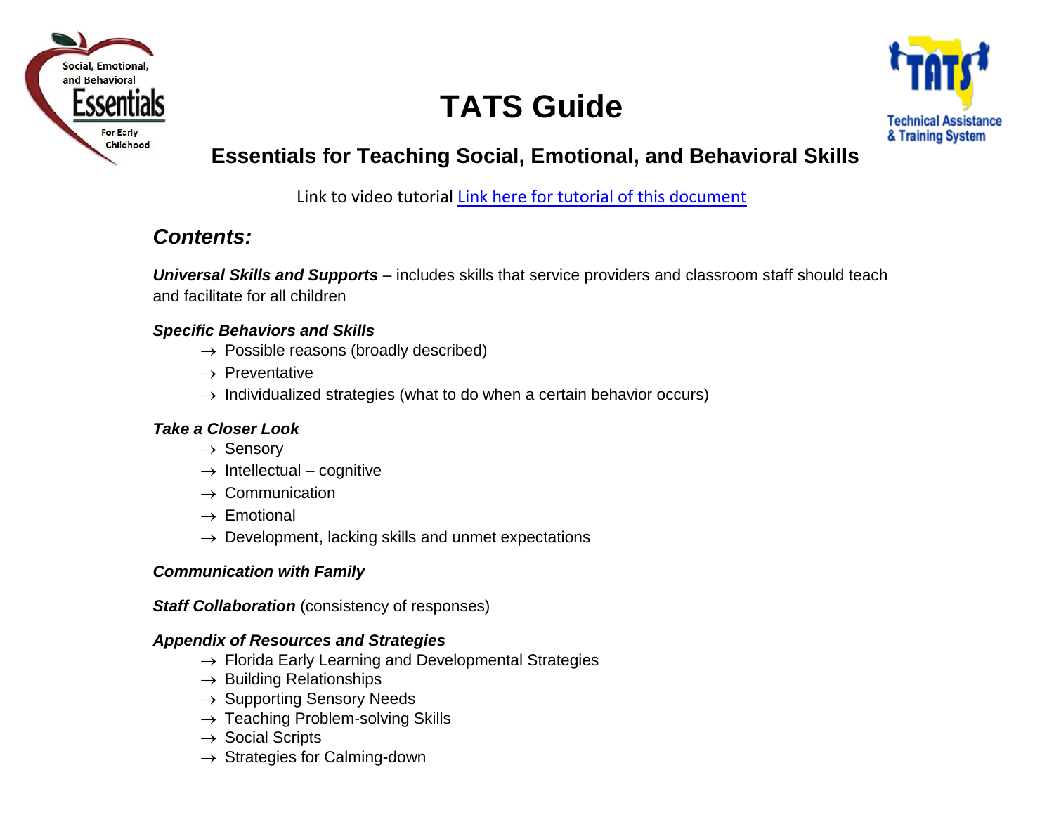# TATS Guide

## Essentials for Teaching Social, Emotional, and Behavioral Skills

Link to video tutorial [Link here for tutorial of this document]

### *Contents:*

***Universal Skills and Supports*** – includes skills that service providers and classroom staff should teach and facilitate for all children

***Specific Behaviors and Skills***

- → Possible reasons (broadly described)
- → Preventative
- → Individualized strategies (what to do when a certain behavior occurs)

***Take a Closer Look***

- → Sensory
- → Intellectual – cognitive
- → Communication
- → Emotional
- → Development, lacking skills and unmet expectations

***Communication with Family***

***Staff Collaboration*** (consistency of responses)

***Appendix of Resources and Strategies***

- → Florida Early Learning and Developmental Strategies
- → Building Relationships
- → Supporting Sensory Needs
- → Teaching Problem-solving Skills
- → Social Scripts
- → Strategies for Calming-down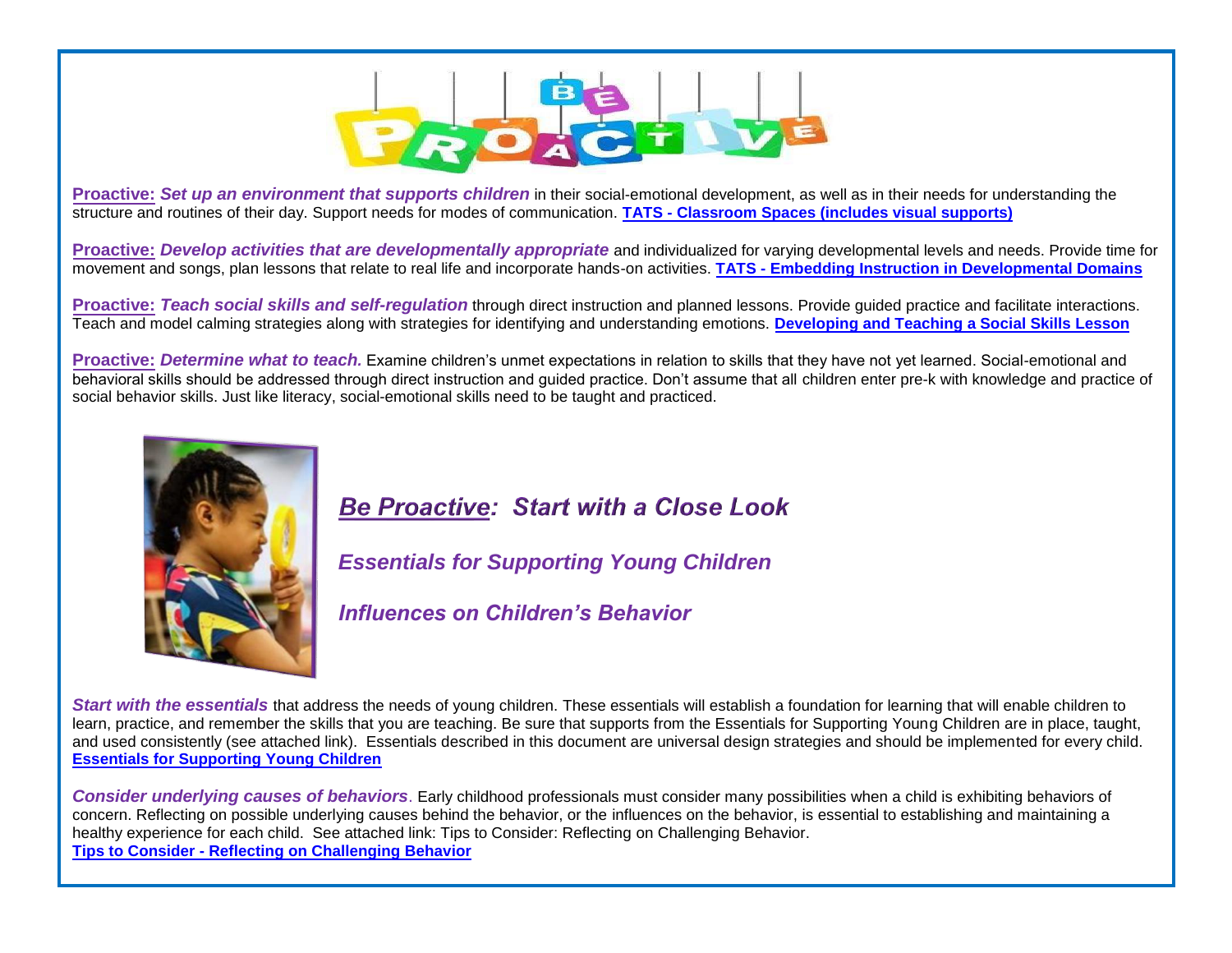**Proactive:** ***Set up an environment that supports children*** in their social-emotional development, as well as in their needs for understanding the structure and routines of their day. Support needs for modes of communication. **TATS - Classroom Spaces (includes visual supports)**

**Proactive:** ***Develop activities that are developmentally appropriate*** and individualized for varying developmental levels and needs. Provide time for movement and songs, plan lessons that relate to real life and incorporate hands-on activities. **TATS - Embedding Instruction in Developmental Domains**

**Proactive:** ***Teach social skills and self-regulation*** through direct instruction and planned lessons. Provide guided practice and facilitate interactions. Teach and model calming strategies along with strategies for identifying and understanding emotions. **Developing and Teaching a Social Skills Lesson**

**Proactive:** ***Determine what to teach.*** Examine children's unmet expectations in relation to skills that they have not yet learned. Social-emotional and behavioral skills should be addressed through direct instruction and guided practice. Don't assume that all children enter pre-k with knowledge and practice of social behavior skills. Just like literacy, social-emotional skills need to be taught and practiced.

## *Be Proactive: Start with a Close Look*

### *Essentials for Supporting Young Children*

### *Influences on Children's Behavior*

***Start with the essentials*** that address the needs of young children. These essentials will establish a foundation for learning that will enable children to learn, practice, and remember the skills that you are teaching. Be sure that supports from the Essentials for Supporting Young Children are in place, taught, and used consistently (see attached link). Essentials described in this document are universal design strategies and should be implemented for every child. **Essentials for Supporting Young Children**

***Consider underlying causes of behaviors***. Early childhood professionals must consider many possibilities when a child is exhibiting behaviors of concern. Reflecting on possible underlying causes behind the behavior, or the influences on the behavior, is essential to establishing and maintaining a healthy experience for each child. See attached link: Tips to Consider: Reflecting on Challenging Behavior.
**Tips to Consider - Reflecting on Challenging Behavior**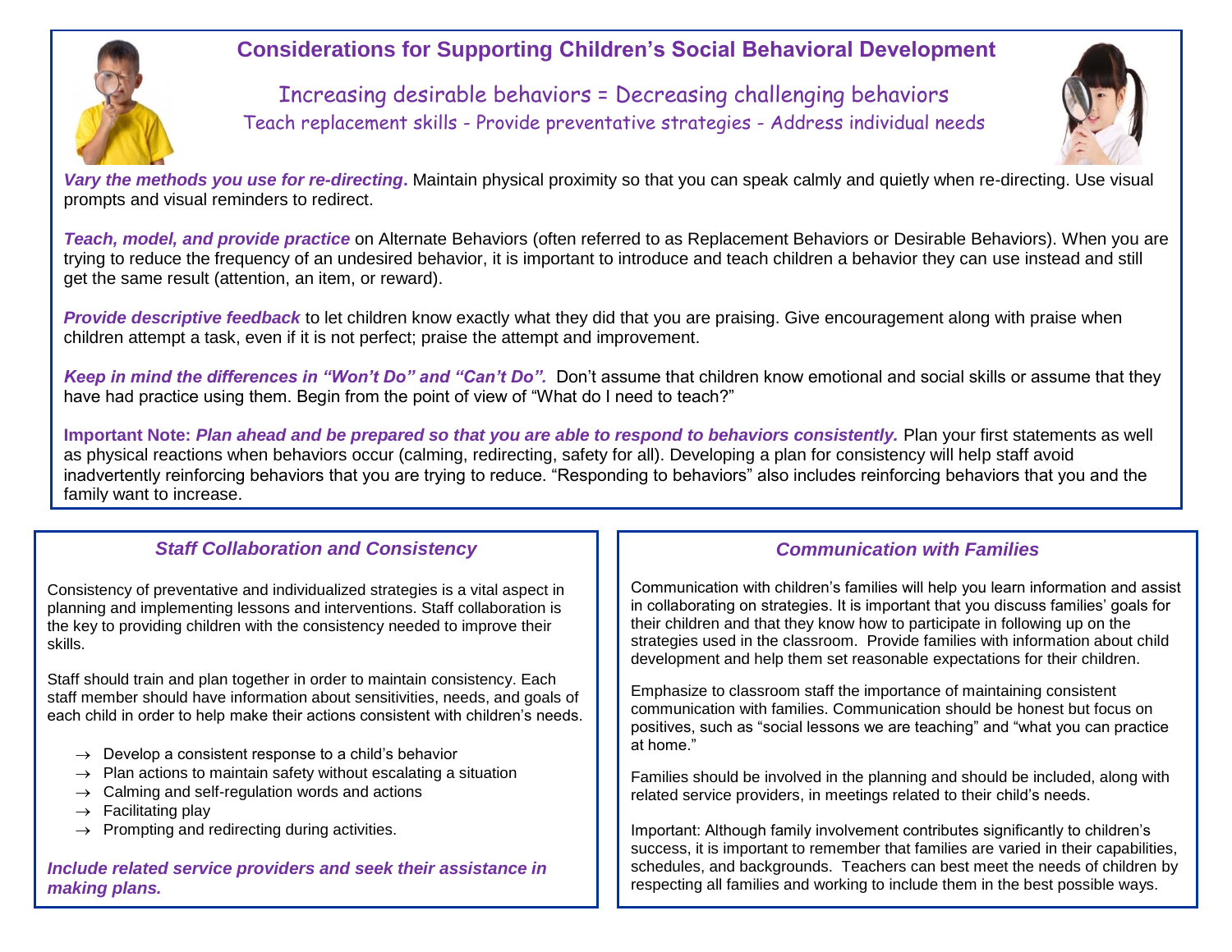# Considerations for Supporting Children's Social Behavioral Development

Increasing desirable behaviors = Decreasing challenging behaviors

Teach replacement skills - Provide preventative strategies - Address individual needs

***Vary the methods you use for re-directing.*** Maintain physical proximity so that you can speak calmly and quietly when re-directing. Use visual prompts and visual reminders to redirect.

***Teach, model, and provide practice*** on Alternate Behaviors (often referred to as Replacement Behaviors or Desirable Behaviors). When you are trying to reduce the frequency of an undesired behavior, it is important to introduce and teach children a behavior they can use instead and still get the same result (attention, an item, or reward).

***Provide descriptive feedback*** to let children know exactly what they did that you are praising. Give encouragement along with praise when children attempt a task, even if it is not perfect; praise the attempt and improvement.

***Keep in mind the differences in "Won't Do" and "Can't Do".*** Don't assume that children know emotional and social skills or assume that they have had practice using them. Begin from the point of view of "What do I need to teach?"

**Important Note:** ***Plan ahead and be prepared so that you are able to respond to behaviors consistently.*** Plan your first statements as well as physical reactions when behaviors occur (calming, redirecting, safety for all). Developing a plan for consistency will help staff avoid inadvertently reinforcing behaviors that you are trying to reduce. "Responding to behaviors" also includes reinforcing behaviors that you and the family want to increase.

## *Staff Collaboration and Consistency*

Consistency of preventative and individualized strategies is a vital aspect in planning and implementing lessons and interventions. Staff collaboration is the key to providing children with the consistency needed to improve their skills.

Staff should train and plan together in order to maintain consistency. Each staff member should have information about sensitivities, needs, and goals of each child in order to help make their actions consistent with children's needs.

- → Develop a consistent response to a child's behavior
- → Plan actions to maintain safety without escalating a situation
- → Calming and self-regulation words and actions
- → Facilitating play
- → Prompting and redirecting during activities.

***Include related service providers and seek their assistance in making plans.***

## *Communication with Families*

Communication with children's families will help you learn information and assist in collaborating on strategies. It is important that you discuss families' goals for their children and that they know how to participate in following up on the strategies used in the classroom. Provide families with information about child development and help them set reasonable expectations for their children.

Emphasize to classroom staff the importance of maintaining consistent communication with families. Communication should be honest but focus on positives, such as "social lessons we are teaching" and "what you can practice at home."

Families should be involved in the planning and should be included, along with related service providers, in meetings related to their child's needs.

Important: Although family involvement contributes significantly to children's success, it is important to remember that families are varied in their capabilities, schedules, and backgrounds. Teachers can best meet the needs of children by respecting all families and working to include them in the best possible ways.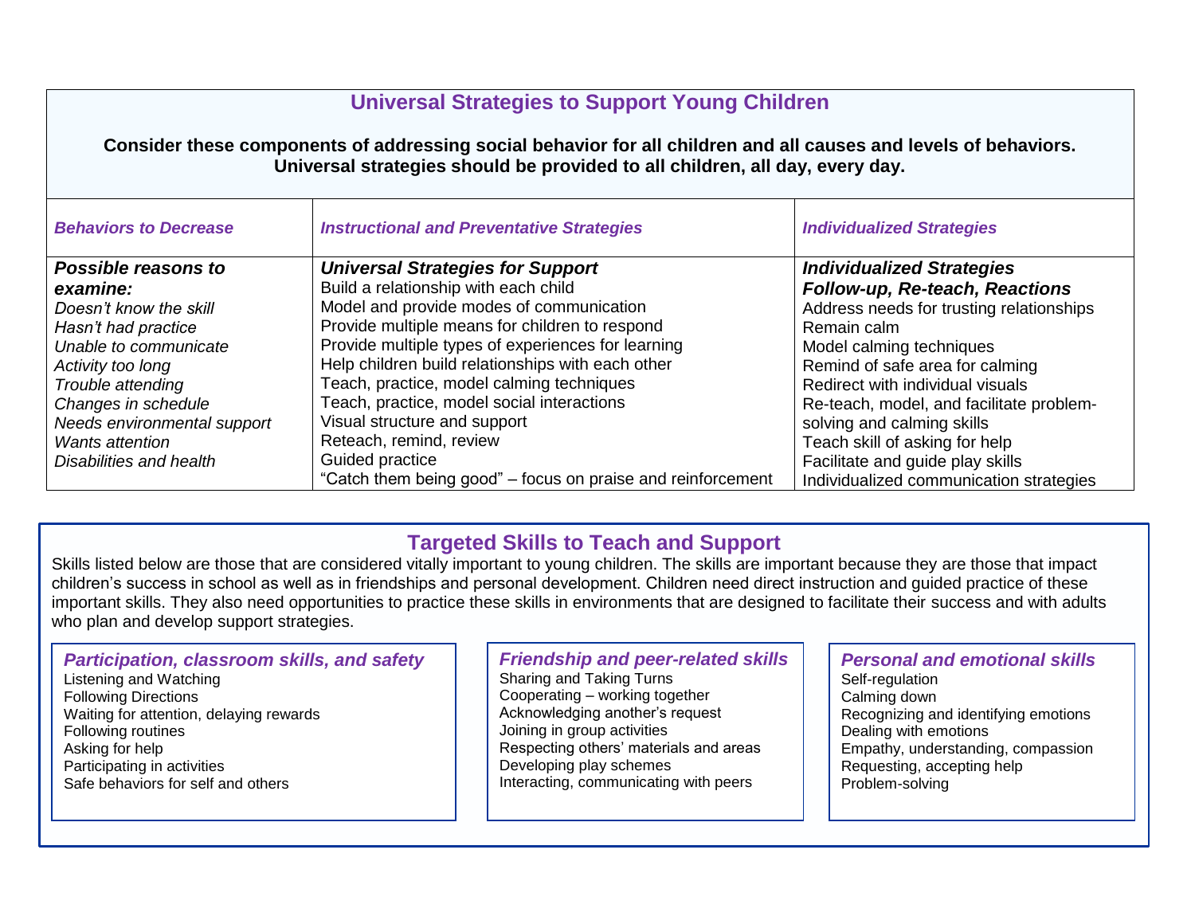## Universal Strategies to Support Young Children

**Consider these components of addressing social behavior for all children and all causes and levels of behaviors. Universal strategies should be provided to all children, all day, every day.**

| *Behaviors to Decrease* | *Instructional and Preventative Strategies* | *Individualized Strategies* |
|---|---|---|
| ***Possible reasons to examine:***<br>*Doesn't know the skill*<br>*Hasn't had practice*<br>*Unable to communicate*<br>*Activity too long*<br>*Trouble attending*<br>*Changes in schedule*<br>*Needs environmental support*<br>*Wants attention*<br>*Disabilities and health* | ***Universal Strategies for Support***<br>Build a relationship with each child<br>Model and provide modes of communication<br>Provide multiple means for children to respond<br>Provide multiple types of experiences for learning<br>Help children build relationships with each other<br>Teach, practice, model calming techniques<br>Teach, practice, model social interactions<br>Visual structure and support<br>Reteach, remind, review<br>Guided practice<br>"Catch them being good" – focus on praise and reinforcement | ***Individualized Strategies***<br>***Follow-up, Re-teach, Reactions***<br>Address needs for trusting relationships<br>Remain calm<br>Model calming techniques<br>Remind of safe area for calming<br>Redirect with individual visuals<br>Re-teach, model, and facilitate problem-solving and calming skills<br>Teach skill of asking for help<br>Facilitate and guide play skills<br>Individualized communication strategies |

## Targeted Skills to Teach and Support

Skills listed below are those that are considered vitally important to young children. The skills are important because they are those that impact children's success in school as well as in friendships and personal development. Children need direct instruction and guided practice of these important skills. They also need opportunities to practice these skills in environments that are designed to facilitate their success and with adults who plan and develop support strategies.

### *Participation, classroom skills, and safety*

Listening and Watching
Following Directions
Waiting for attention, delaying rewards
Following routines
Asking for help
Participating in activities
Safe behaviors for self and others

### *Friendship and peer-related skills*

Sharing and Taking Turns
Cooperating – working together
Acknowledging another's request
Joining in group activities
Respecting others' materials and areas
Developing play schemes
Interacting, communicating with peers

### *Personal and emotional skills*

Self-regulation
Calming down
Recognizing and identifying emotions
Dealing with emotions
Empathy, understanding, compassion
Requesting, accepting help
Problem-solving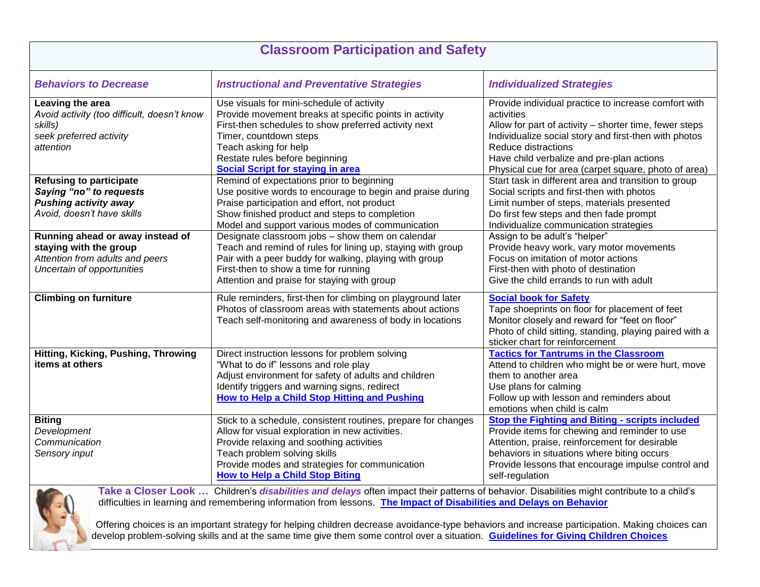## Classroom Participation and Safety

| *Behaviors to Decrease* | *Instructional and Preventative Strategies* | *Individualized Strategies* |
|---|---|---|
| **Leaving the area**<br>*Avoid activity (too difficult, doesn't know skills)*<br>*seek preferred activity*<br>*attention* | Use visuals for mini-schedule of activity<br>Provide movement breaks at specific points in activity<br>First-then schedules to show preferred activity next<br>Timer, countdown steps<br>Teach asking for help<br>Restate rules before beginning<br>**Social Script for staying in area** | Provide individual practice to increase comfort with activities<br>Allow for part of activity – shorter time, fewer steps<br>Individualize social story and first-then with photos<br>Reduce distractions<br>Have child verbalize and pre-plan actions<br>Physical cue for area (carpet square, photo of area) |
| **Refusing to participate**<br>***Saying "no" to requests***<br>***Pushing activity away***<br>*Avoid, doesn't have skills* | Remind of expectations prior to beginning<br>Use positive words to encourage to begin and praise during<br>Praise participation and effort, not product<br>Show finished product and steps to completion<br>Model and support various modes of communication | Start task in different area and transition to group<br>Social scripts and first-then with photos<br>Limit number of steps, materials presented<br>Do first few steps and then fade prompt<br>Individualize communication strategies |
| **Running ahead or away instead of staying with the group**<br>*Attention from adults and peers*<br>*Uncertain of opportunities* | Designate classroom jobs – show them on calendar<br>Teach and remind of rules for lining up, staying with group<br>Pair with a peer buddy for walking, playing with group<br>First-then to show a time for running<br>Attention and praise for staying with group | Assign to be adult's "helper"<br>Provide heavy work, vary motor movements<br>Focus on imitation of motor actions<br>First-then with photo of destination<br>Give the child errands to run with adult |
| **Climbing on furniture** | Rule reminders, first-then for climbing on playground later<br>Photos of classroom areas with statements about actions<br>Teach self-monitoring and awareness of body in locations | **Social book for Safety**<br>Tape shoeprints on floor for placement of feet<br>Monitor closely and reward for "feet on floor"<br>Photo of child sitting, standing, playing paired with a sticker chart for reinforcement |
| **Hitting, Kicking, Pushing, Throwing items at others** | Direct instruction lessons for problem solving<br>"What to do if" lessons and role play<br>Adjust environment for safety of adults and children<br>Identify triggers and warning signs, redirect<br>**How to Help a Child Stop Hitting and Pushing** | **Tactics for Tantrums in the Classroom**<br>Attend to children who might be or were hurt, move them to another area<br>Use plans for calming<br>Follow up with lesson and reminders about emotions when child is calm |
| **Biting**<br>*Development*<br>*Communication*<br>*Sensory input* | Stick to a schedule, consistent routines, prepare for changes<br>Allow for visual exploration in new activities.<br>Provide relaxing and soothing activities<br>Teach problem solving skills<br>Provide modes and strategies for communication<br>**How to Help a Child Stop Biting** | **Stop the Fighting and Biting - scripts included**<br>Provide items for chewing and reminder to use<br>Attention, praise, reinforcement for desirable behaviors in situations where biting occurs<br>Provide lessons that encourage impulse control and self-regulation |

**Take a Closer Look …** Children's ***disabilities and delays*** often impact their patterns of behavior. Disabilities might contribute to a child's difficulties in learning and remembering information from lessons. **The Impact of Disabilities and Delays on Behavior**

Offering choices is an important strategy for helping children decrease avoidance-type behaviors and increase participation. Making choices can develop problem-solving skills and at the same time give them some control over a situation. **Guidelines for Giving Children Choices**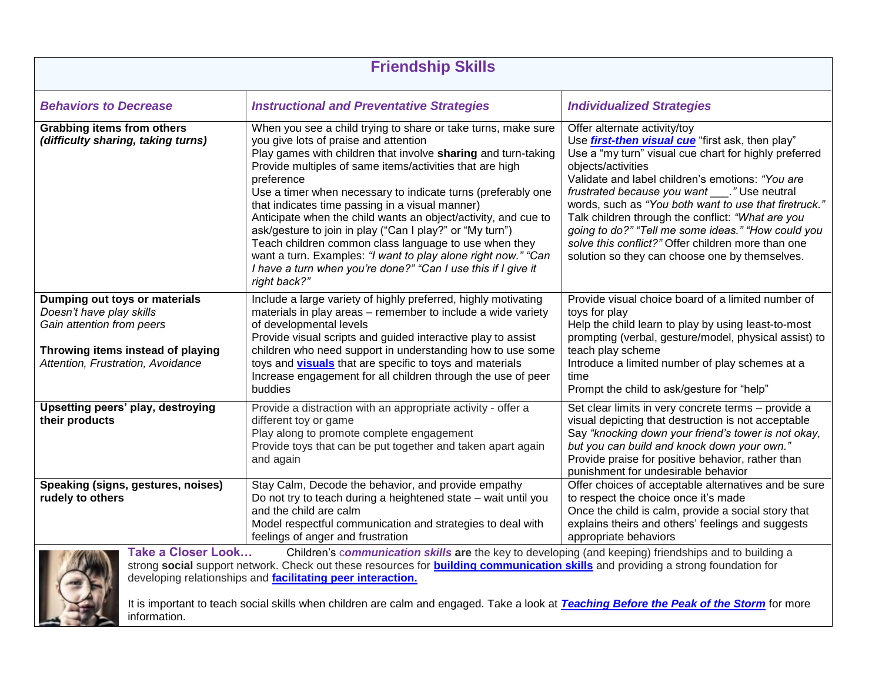# Friendship Skills

| *Behaviors to Decrease* | *Instructional and Preventative Strategies* | *Individualized Strategies* |
|---|---|---|
| **Grabbing items from others** ***(difficulty sharing, taking turns)*** | When you see a child trying to share or take turns, make sure you give lots of praise and attention<br>Play games with children that involve **sharing** and turn-taking<br>Provide multiples of same items/activities that are high preference<br>Use a timer when necessary to indicate turns (preferably one that indicates time passing in a visual manner)<br>Anticipate when the child wants an object/activity, and cue to ask/gesture to join in play ("Can I play?" or "My turn")<br>Teach children common class language to use when they want a turn. Examples: *"I want to play alone right now." "Can I have a turn when you're done?" "Can I use this if I give it right back?"* | Offer alternate activity/toy<br>Use ***first-then visual cue*** "first ask, then play"<br>Use a "my turn" visual cue chart for highly preferred objects/activities<br>Validate and label children's emotions: *"You are frustrated because you want ___."* Use neutral words, such as *"You both want to use that firetruck."*<br>Talk children through the conflict: *"What are you going to do?" "Tell me some ideas." "How could you solve this conflict?"* Offer children more than one solution so they can choose one by themselves. |
| **Dumping out toys or materials**<br>*Doesn't have play skills*<br>*Gain attention from peers*<br><br>**Throwing items instead of playing**<br>*Attention, Frustration, Avoidance* | Include a large variety of highly preferred, highly motivating materials in play areas – remember to include a wide variety of developmental levels<br>Provide visual scripts and guided interactive play to assist children who need support in understanding how to use some toys and **visuals** that are specific to toys and materials<br>Increase engagement for all children through the use of peer buddies | Provide visual choice board of a limited number of toys for play<br>Help the child learn to play by using least-to-most prompting (verbal, gesture/model, physical assist) to teach play scheme<br>Introduce a limited number of play schemes at a time<br>Prompt the child to ask/gesture for "help" |
| **Upsetting peers' play, destroying their products** | Provide a distraction with an appropriate activity - offer a different toy or game<br>Play along to promote complete engagement<br>Provide toys that can be put together and taken apart again and again | Set clear limits in very concrete terms – provide a visual depicting that destruction is not acceptable<br>Say *"knocking down your friend's tower is not okay, but you can build and knock down your own."*<br>Provide praise for positive behavior, rather than punishment for undesirable behavior |
| **Speaking (signs, gestures, noises) rudely to others** | Stay Calm, Decode the behavior, and provide empathy<br>Do not try to teach during a heightened state – wait until you and the child are calm<br>Model respectful communication and strategies to deal with feelings of anger and frustration | Offer choices of acceptable alternatives and be sure to respect the choice once it's made<br>Once the child is calm, provide a social story that explains theirs and others' feelings and suggests appropriate behaviors |

**Take a Closer Look…** Children's c***ommunication skills*** **are** the key to developing (and keeping) friendships and to building a strong **social** support network. Check out these resources for **building communication skills** and providing a strong foundation for developing relationships and **facilitating peer interaction.**

It is important to teach social skills when children are calm and engaged. Take a look at ***Teaching Before the Peak of the Storm*** for more information.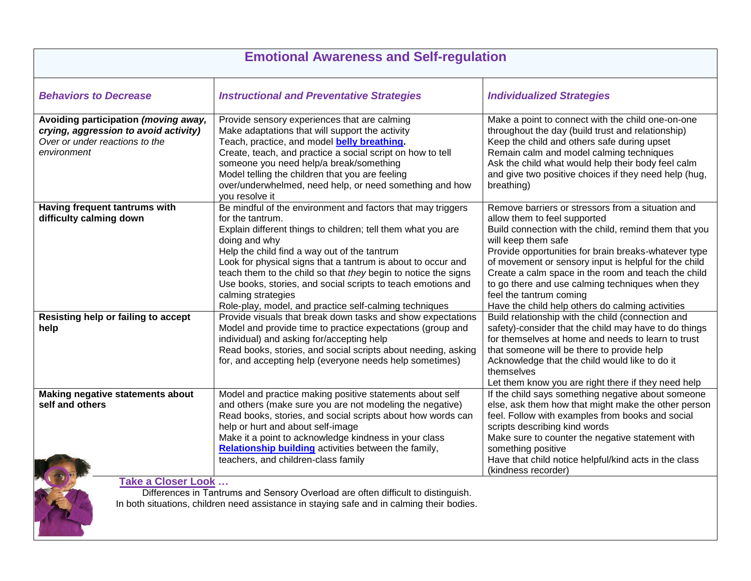## Emotional Awareness and Self-regulation

| *Behaviors to Decrease* | *Instructional and Preventative Strategies* | *Individualized Strategies* |
|---|---|---|
| **Avoiding participation *(moving away, crying, aggression to avoid activity)*** *Over or under reactions to the environment* | Provide sensory experiences that are calming<br>Make adaptations that will support the activity<br>Teach, practice, and model **belly breathing.**<br>Create, teach, and practice a social script on how to tell someone you need help/a break/something<br>Model telling the children that you are feeling over/underwhelmed, need help, or need something and how you resolve it | Make a point to connect with the child one-on-one throughout the day (build trust and relationship)<br>Keep the child and others safe during upset<br>Remain calm and model calming techniques<br>Ask the child what would help their body feel calm and give two positive choices if they need help (hug, breathing) |
| **Having frequent tantrums with difficulty calming down** | Be mindful of the environment and factors that may triggers for the tantrum.<br>Explain different things to children; tell them what you are doing and why<br>Help the child find a way out of the tantrum<br>Look for physical signs that a tantrum is about to occur and teach them to the child so that *they* begin to notice the signs<br>Use books, stories, and social scripts to teach emotions and calming strategies<br>Role-play, model, and practice self-calming techniques | Remove barriers or stressors from a situation and allow them to feel supported<br>Build connection with the child, remind them that you will keep them safe<br>Provide opportunities for brain breaks-whatever type of movement or sensory input is helpful for the child<br>Create a calm space in the room and teach the child to go there and use calming techniques when they feel the tantrum coming<br>Have the child help others do calming activities |
| **Resisting help or failing to accept help** | Provide visuals that break down tasks and show expectations<br>Model and provide time to practice expectations (group and individual) and asking for/accepting help<br>Read books, stories, and social scripts about needing, asking for, and accepting help (everyone needs help sometimes) | Build relationship with the child (connection and safety)-consider that the child may have to do things for themselves at home and needs to learn to trust that someone will be there to provide help<br>Acknowledge that the child would like to do it themselves<br>Let them know you are right there if they need help |
| **Making negative statements about self and others** | Model and practice making positive statements about self and others (make sure you are not modeling the negative)<br>Read books, stories, and social scripts about how words can help or hurt and about self-image<br>Make it a point to acknowledge kindness in your class<br>**Relationship building** activities between the family, teachers, and children-class family | If the child says something negative about someone else, ask them how that might make the other person feel. Follow with examples from books and social scripts describing kind words<br>Make sure to counter the negative statement with something positive<br>Have that child notice helpful/kind acts in the class (kindness recorder) |

**Take a Closer Look …**

Differences in Tantrums and Sensory Overload are often difficult to distinguish.
In both situations, children need assistance in staying safe and in calming their bodies.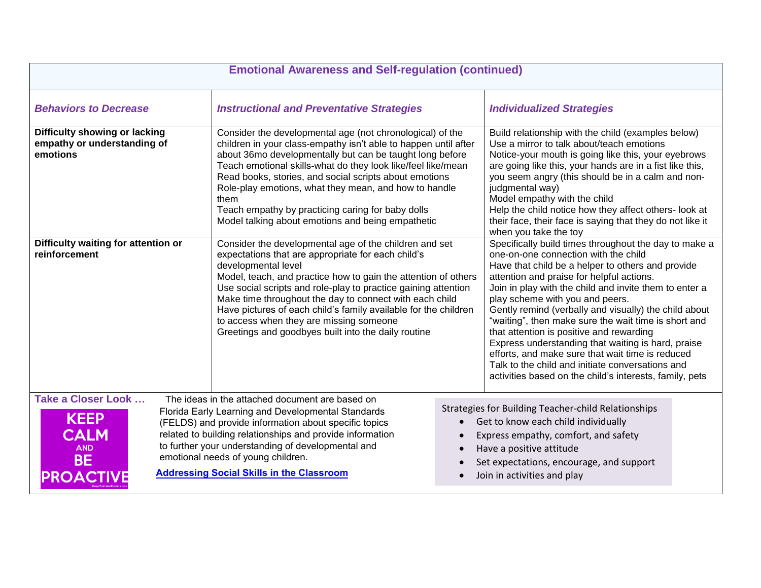## Emotional Awareness and Self-regulation (continued)

| *Behaviors to Decrease* | *Instructional and Preventative Strategies* | *Individualized Strategies* |
|---|---|---|
| **Difficulty showing or lacking empathy or understanding of emotions** | Consider the developmental age (not chronological) of the children in your class-empathy isn't able to happen until after about 36mo developmentally but can be taught long before<br>Teach emotional skills-what do they look like/feel like/mean<br>Read books, stories, and social scripts about emotions<br>Role-play emotions, what they mean, and how to handle them<br>Teach empathy by practicing caring for baby dolls<br>Model talking about emotions and being empathetic | Build relationship with the child (examples below)<br>Use a mirror to talk about/teach emotions<br>Notice-your mouth is going like this, your eyebrows are going like this, your hands are in a fist like this, you seem angry (this should be in a calm and non-judgmental way)<br>Model empathy with the child<br>Help the child notice how they affect others- look at their face, their face is saying that they do not like it when you take the toy |
| **Difficulty waiting for attention or reinforcement** | Consider the developmental age of the children and set expectations that are appropriate for each child's developmental level<br>Model, teach, and practice how to gain the attention of others<br>Use social scripts and role-play to practice gaining attention<br>Make time throughout the day to connect with each child<br>Have pictures of each child's family available for the children to access when they are missing someone<br>Greetings and goodbyes built into the daily routine | Specifically build times throughout the day to make a one-on-one connection with the child<br>Have that child be a helper to others and provide attention and praise for helpful actions.<br>Join in play with the child and invite them to enter a play scheme with you and peers.<br>Gently remind (verbally and visually) the child about "waiting", then make sure the wait time is short and that attention is positive and rewarding<br>Express understanding that waiting is hard, praise efforts, and make sure that wait time is reduced<br>Talk to the child and initiate conversations and activities based on the child's interests, family, pets |

**Take a Closer Look …**

KEEP CALM AND BE PROACTIVE

The ideas in the attached document are based on Florida Early Learning and Developmental Standards (FELDS) and provide information about specific topics related to building relationships and provide information to further your understanding of developmental and emotional needs of young children.

[Addressing Social Skills in the Classroom]

Strategies for Building Teacher-child Relationships

- Get to know each child individually
- Express empathy, comfort, and safety
- Have a positive attitude
- Set expectations, encourage, and support
- Join in activities and play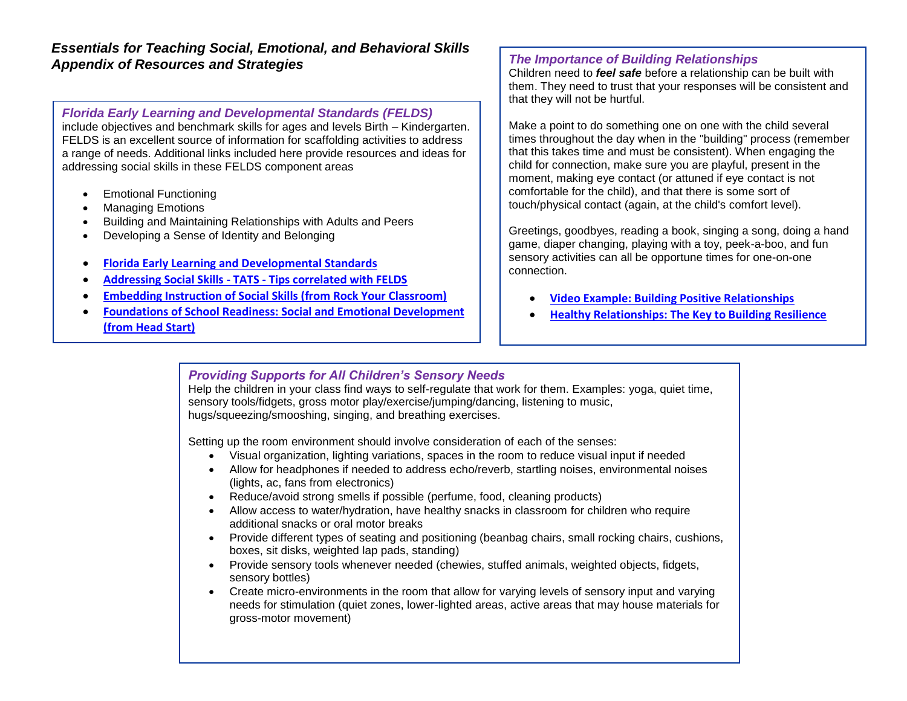# *Essentials for Teaching Social, Emotional, and Behavioral Skills Appendix of Resources and Strategies*

## *Florida Early Learning and Developmental Standards (FELDS)*

include objectives and benchmark skills for ages and levels Birth – Kindergarten. FELDS is an excellent source of information for scaffolding activities to address a range of needs. Additional links included here provide resources and ideas for addressing social skills in these FELDS component areas

- Emotional Functioning
- Managing Emotions
- Building and Maintaining Relationships with Adults and Peers
- Developing a Sense of Identity and Belonging

- **Florida Early Learning and Developmental Standards**
- **Addressing Social Skills - TATS - Tips correlated with FELDS**
- **Embedding Instruction of Social Skills (from Rock Your Classroom)**
- **Foundations of School Readiness: Social and Emotional Development (from Head Start)**

## *The Importance of Building Relationships*

Children need to ***feel safe*** before a relationship can be built with them. They need to trust that your responses will be consistent and that they will not be hurtful.

Make a point to do something one on one with the child several times throughout the day when in the "building" process (remember that this takes time and must be consistent). When engaging the child for connection, make sure you are playful, present in the moment, making eye contact (or attuned if eye contact is not comfortable for the child), and that there is some sort of touch/physical contact (again, at the child's comfort level).

Greetings, goodbyes, reading a book, singing a song, doing a hand game, diaper changing, playing with a toy, peek-a-boo, and fun sensory activities can all be opportune times for one-on-one connection.

- **Video Example: Building Positive Relationships**
- **Healthy Relationships: The Key to Building Resilience**

## *Providing Supports for All Children's Sensory Needs*

Help the children in your class find ways to self-regulate that work for them. Examples: yoga, quiet time, sensory tools/fidgets, gross motor play/exercise/jumping/dancing, listening to music, hugs/squeezing/smooshing, singing, and breathing exercises.

Setting up the room environment should involve consideration of each of the senses:

- Visual organization, lighting variations, spaces in the room to reduce visual input if needed
- Allow for headphones if needed to address echo/reverb, startling noises, environmental noises (lights, ac, fans from electronics)
- Reduce/avoid strong smells if possible (perfume, food, cleaning products)
- Allow access to water/hydration, have healthy snacks in classroom for children who require additional snacks or oral motor breaks
- Provide different types of seating and positioning (beanbag chairs, small rocking chairs, cushions, boxes, sit disks, weighted lap pads, standing)
- Provide sensory tools whenever needed (chewies, stuffed animals, weighted objects, fidgets, sensory bottles)
- Create micro-environments in the room that allow for varying levels of sensory input and varying needs for stimulation (quiet zones, lower-lighted areas, active areas that may house materials for gross-motor movement)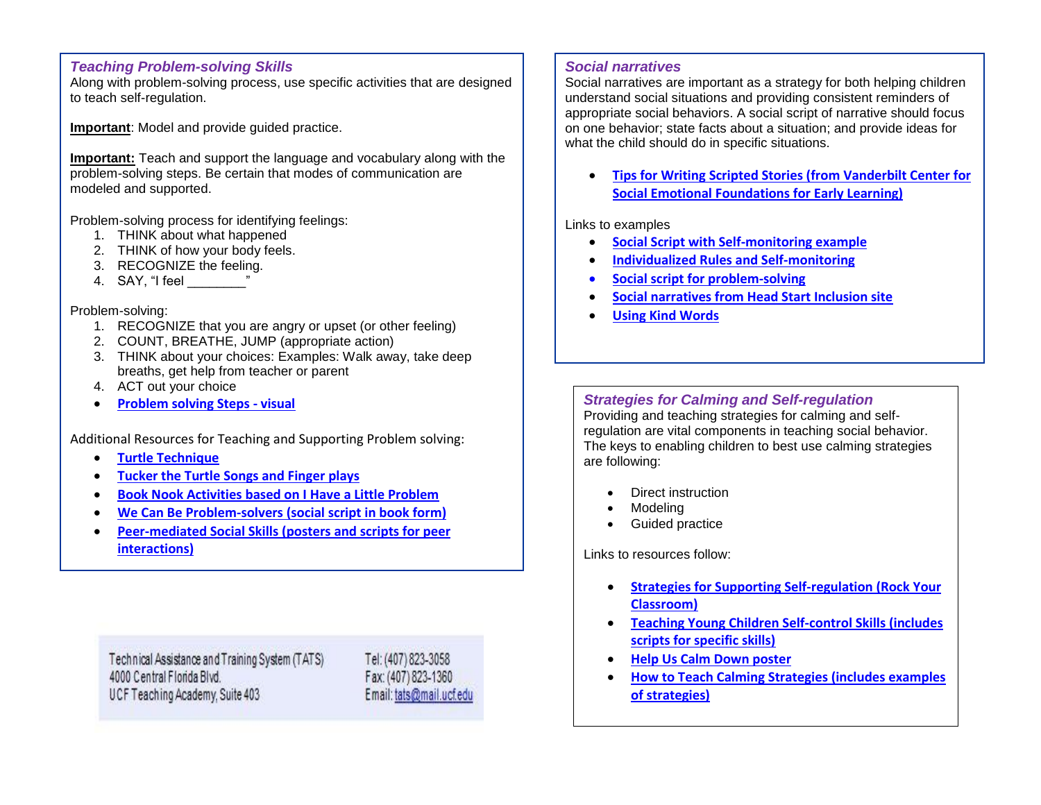### *Teaching Problem-solving Skills*

Along with problem-solving process, use specific activities that are designed to teach self-regulation.

**Important**: Model and provide guided practice.

**Important:** Teach and support the language and vocabulary along with the problem-solving steps. Be certain that modes of communication are modeled and supported.

Problem-solving process for identifying feelings:

1. THINK about what happened
2. THINK of how your body feels.
3. RECOGNIZE the feeling.
4. SAY, "I feel ________"

Problem-solving:

1. RECOGNIZE that you are angry or upset (or other feeling)
2. COUNT, BREATHE, JUMP (appropriate action)
3. THINK about your choices: Examples: Walk away, take deep breaths, get help from teacher or parent
4. ACT out your choice

- **Problem solving Steps - visual**

Additional Resources for Teaching and Supporting Problem solving:

- **Turtle Technique**
- **Tucker the Turtle Songs and Finger plays**
- **Book Nook Activities based on I Have a Little Problem**
- **We Can Be Problem-solvers (social script in book form)**
- **Peer-mediated Social Skills (posters and scripts for peer interactions)**

Technical Assistance and Training System (TATS)
4000 Central Florida Blvd.
UCF Teaching Academy, Suite 403

Tel: (407) 823-3058
Fax: (407) 823-1360
Email: tats@mail.ucf.edu

### *Social narratives*

Social narratives are important as a strategy for both helping children understand social situations and providing consistent reminders of appropriate social behaviors. A social script of narrative should focus on one behavior; state facts about a situation; and provide ideas for what the child should do in specific situations.

- **Tips for Writing Scripted Stories (from Vanderbilt Center for Social Emotional Foundations for Early Learning)**

Links to examples

- **Social Script with Self-monitoring example**
- **Individualized Rules and Self-monitoring**
- **Social script for problem-solving**
- **Social narratives from Head Start Inclusion site**
- **Using Kind Words**

### *Strategies for Calming and Self-regulation*

Providing and teaching strategies for calming and self-regulation are vital components in teaching social behavior. The keys to enabling children to best use calming strategies are following:

- Direct instruction
- Modeling
- Guided practice

Links to resources follow:

- **Strategies for Supporting Self-regulation (Rock Your Classroom)**
- **Teaching Young Children Self-control Skills (includes scripts for specific skills)**
- **Help Us Calm Down poster**
- **How to Teach Calming Strategies (includes examples of strategies)**